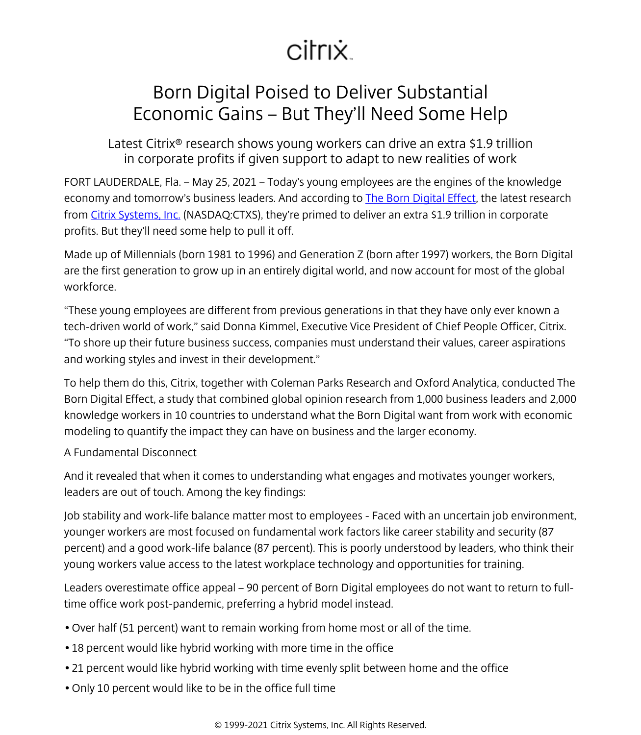citrix

# Born Digital Poised to Deliver Substantial Economic Gains – But They'll Need Some Help

## Latest Citrix® research shows young workers can drive an extra $1.9 trillion in corporate profits if given support to adapt to new realities of work

FORT LAUDERDALE, Fla. – May 25, 2021 – Today's young employees are the engines of the knowledge economy and tomorrow's business leaders. And according to The Born Digital Effect, the latest research from Citrix Systems, Inc. (NASDAQ:CTXS), they're primed to deliver an extra $1.9 trillion in corporate profits. But they'll need some help to pull it off.

Made up of Millennials (born 1981 to 1996) and Generation Z (born after 1997) workers, the Born Digital are the first generation to grow up in an entirely digital world, and now account for most of the global workforce.

"These young employees are different from previous generations in that they have only ever known a tech-driven world of work," said Donna Kimmel, Executive Vice President of Chief People Officer, Citrix. "To shore up their future business success, companies must understand their values, career aspirations and working styles and invest in their development."

To help them do this, Citrix, together with Coleman Parks Research and Oxford Analytica, conducted The Born Digital Effect, a study that combined global opinion research from 1,000 business leaders and 2,000 knowledge workers in 10 countries to understand what the Born Digital want from work with economic modeling to quantify the impact they can have on business and the larger economy.

A Fundamental Disconnect

And it revealed that when it comes to understanding what engages and motivates younger workers, leaders are out of touch. Among the key findings:

Job stability and work-life balance matter most to employees - Faced with an uncertain job environment, younger workers are most focused on fundamental work factors like career stability and security (87 percent) and a good work-life balance (87 percent). This is poorly understood by leaders, who think their young workers value access to the latest workplace technology and opportunities for training.

Leaders overestimate office appeal – 90 percent of Born Digital employees do not want to return to full-time office work post-pandemic, preferring a hybrid model instead.

- Over half (51 percent) want to remain working from home most or all of the time.
- 18 percent would like hybrid working with more time in the office
- 21 percent would like hybrid working with time evenly split between home and the office
- Only 10 percent would like to be in the office full time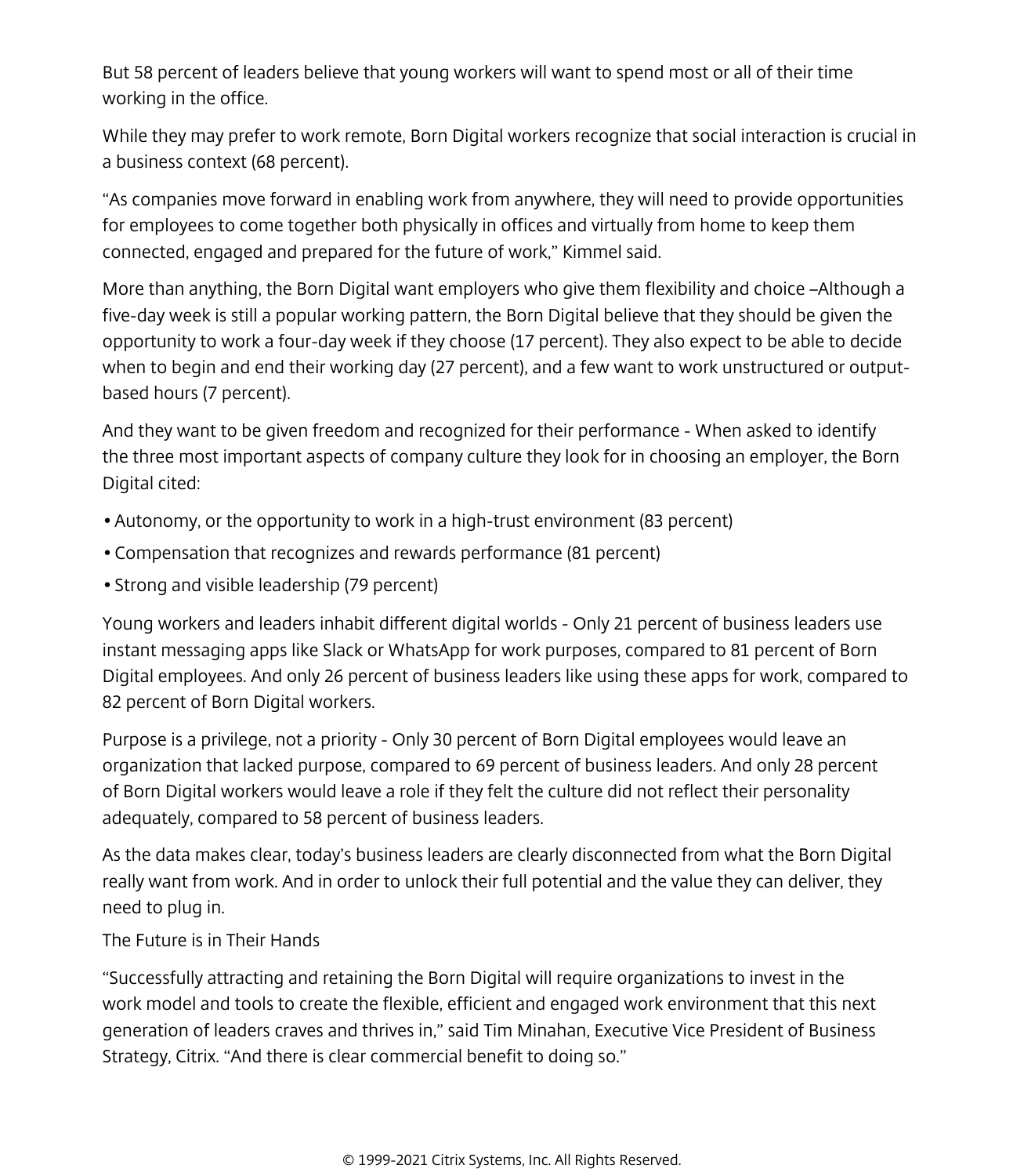But 58 percent of leaders believe that young workers will want to spend most or all of their time working in the office.

While they may prefer to work remote, Born Digital workers recognize that social interaction is crucial in a business context (68 percent).

“As companies move forward in enabling work from anywhere, they will need to provide opportunities for employees to come together both physically in offices and virtually from home to keep them connected, engaged and prepared for the future of work,” Kimmel said.

More than anything, the Born Digital want employers who give them flexibility and choice –Although a five-day week is still a popular working pattern, the Born Digital believe that they should be given the opportunity to work a four-day week if they choose (17 percent). They also expect to be able to decide when to begin and end their working day (27 percent), and a few want to work unstructured or output-based hours (7 percent).

And they want to be given freedom and recognized for their performance - When asked to identify the three most important aspects of company culture they look for in choosing an employer, the Born Digital cited:

- Autonomy, or the opportunity to work in a high-trust environment (83 percent)
- Compensation that recognizes and rewards performance (81 percent)
- Strong and visible leadership (79 percent)

Young workers and leaders inhabit different digital worlds - Only 21 percent of business leaders use instant messaging apps like Slack or WhatsApp for work purposes, compared to 81 percent of Born Digital employees. And only 26 percent of business leaders like using these apps for work, compared to 82 percent of Born Digital workers.

Purpose is a privilege, not a priority - Only 30 percent of Born Digital employees would leave an organization that lacked purpose, compared to 69 percent of business leaders. And only 28 percent of Born Digital workers would leave a role if they felt the culture did not reflect their personality adequately, compared to 58 percent of business leaders.

As the data makes clear, today’s business leaders are clearly disconnected from what the Born Digital really want from work. And in order to unlock their full potential and the value they can deliver, they need to plug in.

The Future is in Their Hands

“Successfully attracting and retaining the Born Digital will require organizations to invest in the work model and tools to create the flexible, efficient and engaged work environment that this next generation of leaders craves and thrives in,” said Tim Minahan, Executive Vice President of Business Strategy, Citrix. “And there is clear commercial benefit to doing so.”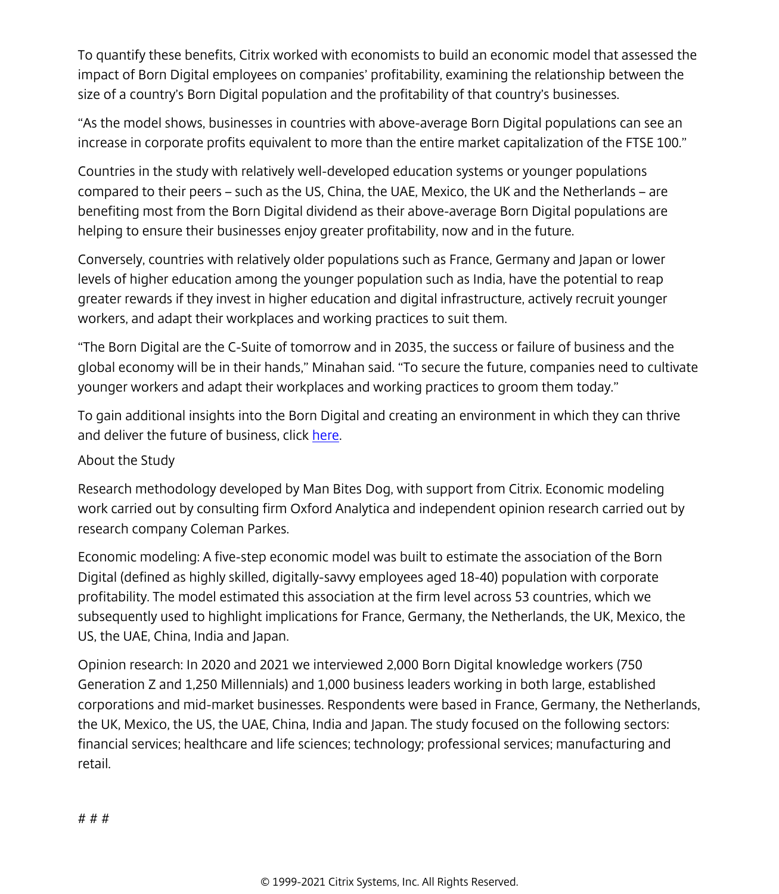To quantify these benefits, Citrix worked with economists to build an economic model that assessed the impact of Born Digital employees on companies' profitability, examining the relationship between the size of a country's Born Digital population and the profitability of that country's businesses.

"As the model shows, businesses in countries with above-average Born Digital populations can see an increase in corporate profits equivalent to more than the entire market capitalization of the FTSE 100."

Countries in the study with relatively well-developed education systems or younger populations compared to their peers – such as the US, China, the UAE, Mexico, the UK and the Netherlands – are benefiting most from the Born Digital dividend as their above-average Born Digital populations are helping to ensure their businesses enjoy greater profitability, now and in the future.

Conversely, countries with relatively older populations such as France, Germany and Japan or lower levels of higher education among the younger population such as India, have the potential to reap greater rewards if they invest in higher education and digital infrastructure, actively recruit younger workers, and adapt their workplaces and working practices to suit them.

"The Born Digital are the C-Suite of tomorrow and in 2035, the success or failure of business and the global economy will be in their hands," Minahan said. "To secure the future, companies need to cultivate younger workers and adapt their workplaces and working practices to groom them today."

To gain additional insights into the Born Digital and creating an environment in which they can thrive and deliver the future of business, click here.

About the Study

Research methodology developed by Man Bites Dog, with support from Citrix. Economic modeling work carried out by consulting firm Oxford Analytica and independent opinion research carried out by research company Coleman Parkes.

Economic modeling: A five-step economic model was built to estimate the association of the Born Digital (defined as highly skilled, digitally-savvy employees aged 18-40) population with corporate profitability. The model estimated this association at the firm level across 53 countries, which we subsequently used to highlight implications for France, Germany, the Netherlands, the UK, Mexico, the US, the UAE, China, India and Japan.

Opinion research: In 2020 and 2021 we interviewed 2,000 Born Digital knowledge workers (750 Generation Z and 1,250 Millennials) and 1,000 business leaders working in both large, established corporations and mid-market businesses. Respondents were based in France, Germany, the Netherlands, the UK, Mexico, the US, the UAE, China, India and Japan. The study focused on the following sectors: financial services; healthcare and life sciences; technology; professional services; manufacturing and retail.

# # #

© 1999-2021 Citrix Systems, Inc. All Rights Reserved.